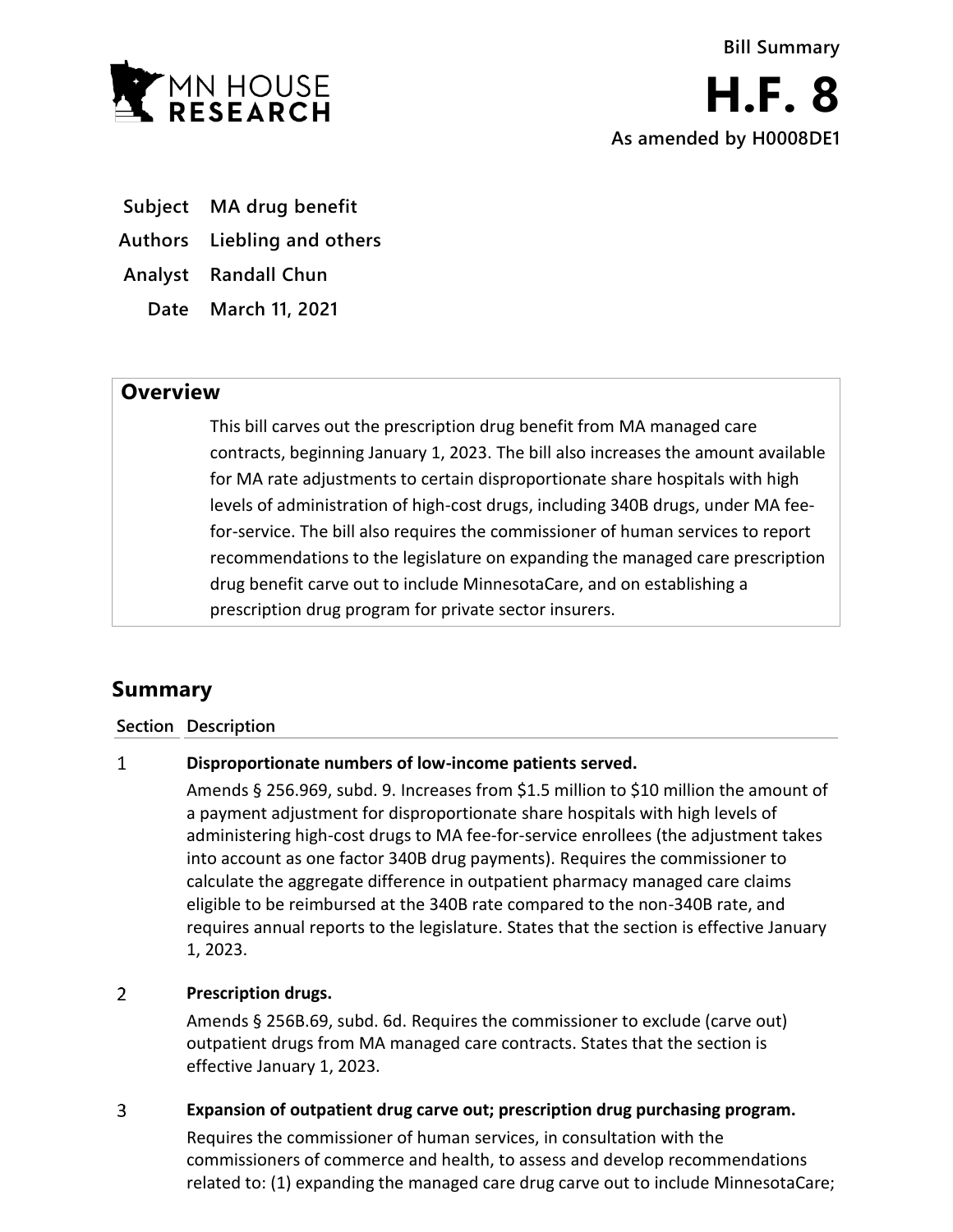Bill Summary

# H.F. 8

**As amended by H0008DE1**

| | |
|---|---|
| **Subject** | **MA drug benefit** |
| **Authors** | **Liebling and others** |
| **Analyst** | **Randall Chun** |
| **Date** | **March 11, 2021** |

## Overview

This bill carves out the prescription drug benefit from MA managed care contracts, beginning January 1, 2023. The bill also increases the amount available for MA rate adjustments to certain disproportionate share hospitals with high levels of administration of high-cost drugs, including 340B drugs, under MA fee-for-service. The bill also requires the commissioner of human services to report recommendations to the legislature on expanding the managed care prescription drug benefit carve out to include MinnesotaCare, and on establishing a prescription drug program for private sector insurers.

## Summary

| Section | Description |
|---|---|
| 1 | **Disproportionate numbers of low-income patients served.** Amends § 256.969, subd. 9. Increases from $1.5 million to $10 million the amount of a payment adjustment for disproportionate share hospitals with high levels of administering high-cost drugs to MA fee-for-service enrollees (the adjustment takes into account as one factor 340B drug payments). Requires the commissioner to calculate the aggregate difference in outpatient pharmacy managed care claims eligible to be reimbursed at the 340B rate compared to the non-340B rate, and requires annual reports to the legislature. States that the section is effective January 1, 2023. |
| 2 | **Prescription drugs.** Amends § 256B.69, subd. 6d. Requires the commissioner to exclude (carve out) outpatient drugs from MA managed care contracts. States that the section is effective January 1, 2023. |
| 3 | **Expansion of outpatient drug carve out; prescription drug purchasing program.** Requires the commissioner of human services, in consultation with the commissioners of commerce and health, to assess and develop recommendations related to: (1) expanding the managed care drug carve out to include MinnesotaCare; |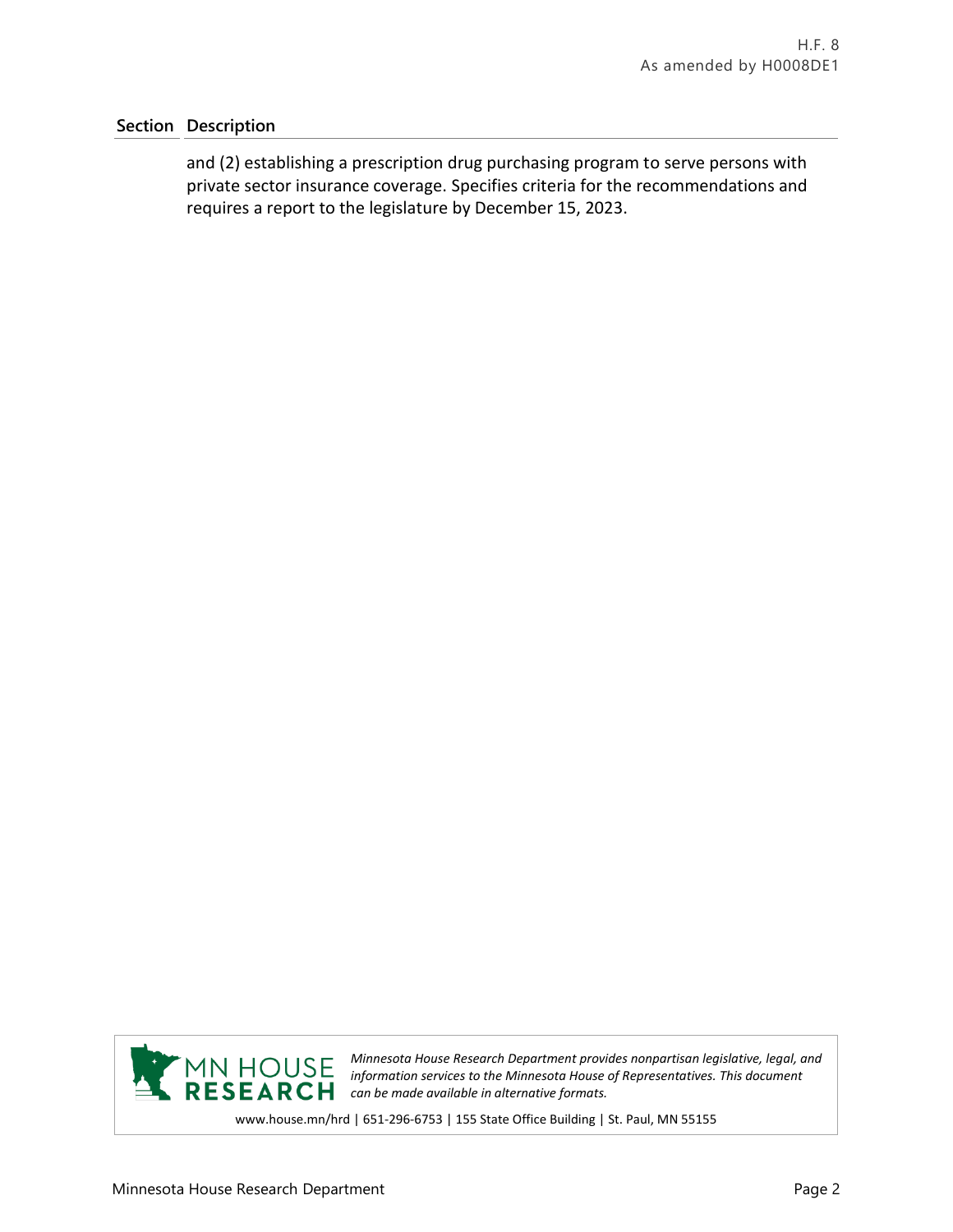| Section | Description |
| --- | --- |
| | and (2) establishing a prescription drug purchasing program to serve persons with private sector insurance coverage. Specifies criteria for the recommendations and requires a report to the legislature by December 15, 2023. |

*Minnesota House Research Department provides nonpartisan legislative, legal, and information services to the Minnesota House of Representatives. This document can be made available in alternative formats.*

www.house.mn/hrd | 651-296-6753 | 155 State Office Building | St. Paul, MN 55155